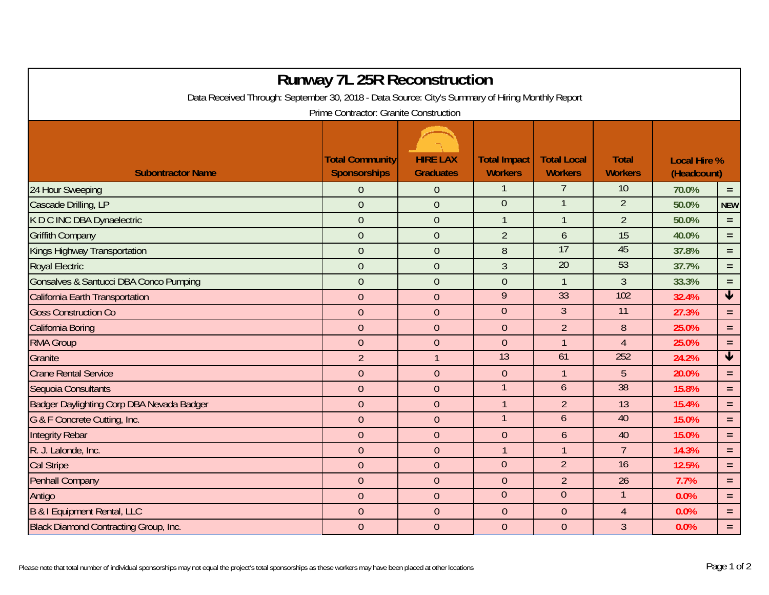# Runway 7L 25R Reconstruction

Data Received Through: September 30, 2018 - Data Source: City's Summary of Hiring Monthly Report

Prime Contractor: Granite Construction

| Subontractor Name | Total Community Sponsorships | HIRE LAX Graduates | Total Impact Workers | Total Local Workers | Total Workers | Local Hire % (Headcount) | |
|---|---|---|---|---|---|---|---|
| 24 Hour Sweeping | 0 | 0 | 1 | 7 | 10 | 70.0% | = |
| Cascade Drilling, LP | 0 | 0 | 0 | 1 | 2 | 50.0% | NEW |
| K D C INC DBA Dynaelectric | 0 | 0 | 1 | 1 | 2 | 50.0% | = |
| Griffith Company | 0 | 0 | 2 | 6 | 15 | 40.0% | = |
| Kings Highway Transportation | 0 | 0 | 8 | 17 | 45 | 37.8% | = |
| Royal Electric | 0 | 0 | 3 | 20 | 53 | 37.7% | = |
| Gonsalves & Santucci DBA Conco Pumping | 0 | 0 | 0 | 1 | 3 | 33.3% | = |
| California Earth Transportation | 0 | 0 | 9 | 33 | 102 | 32.4% | ↓ |
| Goss Construction Co | 0 | 0 | 0 | 3 | 11 | 27.3% | = |
| California Boring | 0 | 0 | 0 | 2 | 8 | 25.0% | = |
| RMA Group | 0 | 0 | 0 | 1 | 4 | 25.0% | = |
| Granite | 2 | 1 | 13 | 61 | 252 | 24.2% | ↓ |
| Crane Rental Service | 0 | 0 | 0 | 1 | 5 | 20.0% | = |
| Sequoia Consultants | 0 | 0 | 1 | 6 | 38 | 15.8% | = |
| Badger Daylighting Corp DBA Nevada Badger | 0 | 0 | 1 | 2 | 13 | 15.4% | = |
| G & F Concrete Cutting, Inc. | 0 | 0 | 1 | 6 | 40 | 15.0% | = |
| Integrity Rebar | 0 | 0 | 0 | 6 | 40 | 15.0% | = |
| R. J. Lalonde, Inc. | 0 | 0 | 1 | 1 | 7 | 14.3% | = |
| Cal Stripe | 0 | 0 | 0 | 2 | 16 | 12.5% | = |
| Penhall Company | 0 | 0 | 0 | 2 | 26 | 7.7% | = |
| Antigo | 0 | 0 | 0 | 0 | 1 | 0.0% | = |
| B & I Equipment Rental, LLC | 0 | 0 | 0 | 0 | 4 | 0.0% | = |
| Black Diamond Contracting Group, Inc. | 0 | 0 | 0 | 0 | 3 | 0.0% | = |

Please note that total number of individual sponsorships may not equal the project's total sponsorships as these workers may have been placed at other locations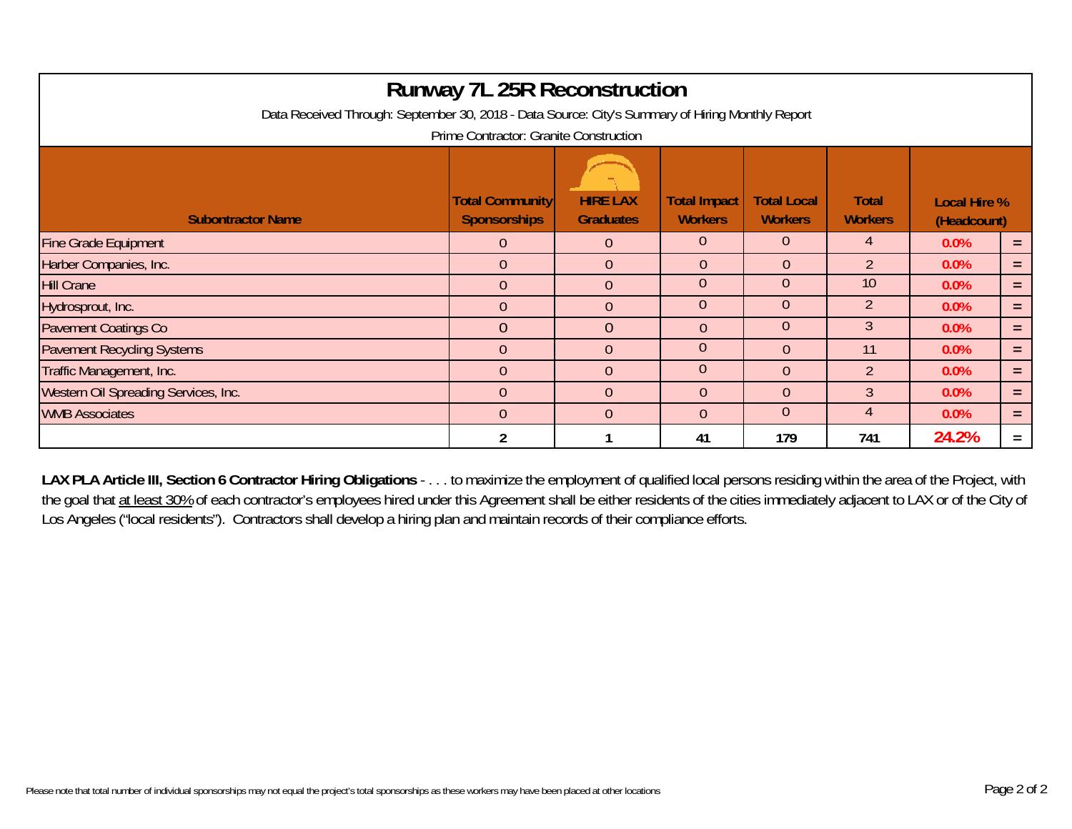# Runway 7L 25R Reconstruction

Data Received Through: September 30, 2018 - Data Source: City's Summary of Hiring Monthly Report

Prime Contractor: Granite Construction

| Subontractor Name | Total Community Sponsorships | HIRE LAX Graduates | Total Impact Workers | Total Local Workers | Total Workers | Local Hire % (Headcount) | |
|---|---|---|---|---|---|---|---|
| Fine Grade Equipment | 0 | 0 | 0 | 0 | 4 | 0.0% | = |
| Harber Companies, Inc. | 0 | 0 | 0 | 0 | 2 | 0.0% | = |
| Hill Crane | 0 | 0 | 0 | 0 | 10 | 0.0% | = |
| Hydrosprout, Inc. | 0 | 0 | 0 | 0 | 2 | 0.0% | = |
| Pavement Coatings Co | 0 | 0 | 0 | 0 | 3 | 0.0% | = |
| Pavement Recycling Systems | 0 | 0 | 0 | 0 | 11 | 0.0% | = |
| Traffic Management, Inc. | 0 | 0 | 0 | 0 | 2 | 0.0% | = |
| Western Oil Spreading Services, Inc. | 0 | 0 | 0 | 0 | 3 | 0.0% | = |
| WMB Associates | 0 | 0 | 0 | 0 | 4 | 0.0% | = |
| | **2** | **1** | **41** | **179** | **741** | **24.2%** | = |

**LAX PLA Article III, Section 6 Contractor Hiring Obligations** - . . . to maximize the employment of qualified local persons residing within the area of the Project, with the goal that at least 30% of each contractor's employees hired under this Agreement shall be either residents of the cities immediately adjacent to LAX or of the City of Los Angeles ("local residents"). Contractors shall develop a hiring plan and maintain records of their compliance efforts.

Please note that total number of individual sponsorships may not equal the project's total sponsorships as these workers may have been placed at other locations